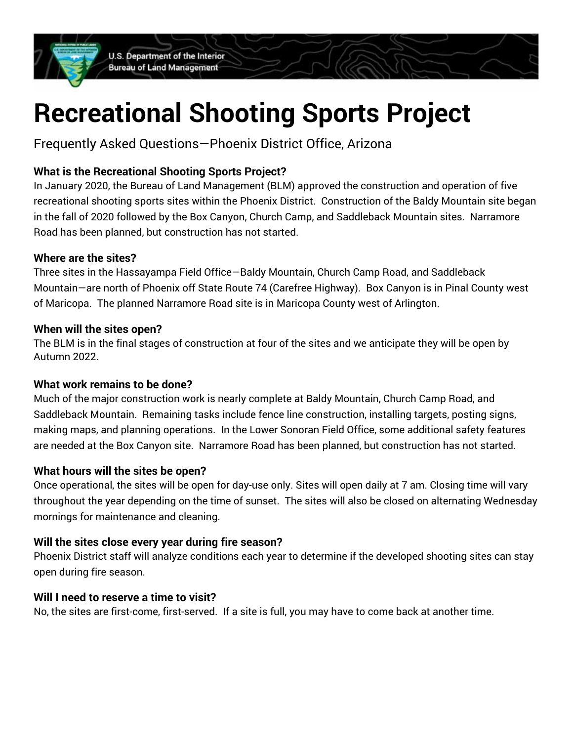U.S. Department of the Interior
Bureau of Land Management

# Recreational Shooting Sports Project

Frequently Asked Questions—Phoenix District Office, Arizona

### What is the Recreational Shooting Sports Project?

In January 2020, the Bureau of Land Management (BLM) approved the construction and operation of five recreational shooting sports sites within the Phoenix District. Construction of the Baldy Mountain site began in the fall of 2020 followed by the Box Canyon, Church Camp, and Saddleback Mountain sites. Narramore Road has been planned, but construction has not started.

### Where are the sites?

Three sites in the Hassayampa Field Office—Baldy Mountain, Church Camp Road, and Saddleback Mountain—are north of Phoenix off State Route 74 (Carefree Highway). Box Canyon is in Pinal County west of Maricopa. The planned Narramore Road site is in Maricopa County west of Arlington.

### When will the sites open?

The BLM is in the final stages of construction at four of the sites and we anticipate they will be open by Autumn 2022.

### What work remains to be done?

Much of the major construction work is nearly complete at Baldy Mountain, Church Camp Road, and Saddleback Mountain. Remaining tasks include fence line construction, installing targets, posting signs, making maps, and planning operations. In the Lower Sonoran Field Office, some additional safety features are needed at the Box Canyon site. Narramore Road has been planned, but construction has not started.

### What hours will the sites be open?

Once operational, the sites will be open for day-use only. Sites will open daily at 7 am. Closing time will vary throughout the year depending on the time of sunset. The sites will also be closed on alternating Wednesday mornings for maintenance and cleaning.

### Will the sites close every year during fire season?

Phoenix District staff will analyze conditions each year to determine if the developed shooting sites can stay open during fire season.

### Will I need to reserve a time to visit?

No, the sites are first-come, first-served. If a site is full, you may have to come back at another time.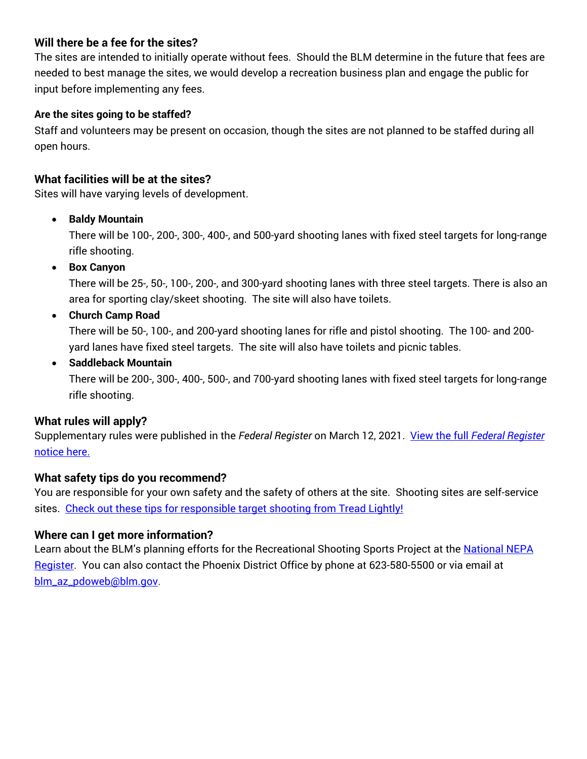### Will there be a fee for the sites?

The sites are intended to initially operate without fees. Should the BLM determine in the future that fees are needed to best manage the sites, we would develop a recreation business plan and engage the public for input before implementing any fees.

#### Are the sites going to be staffed?

Staff and volunteers may be present on occasion, though the sites are not planned to be staffed during all open hours.

### What facilities will be at the sites?

Sites will have varying levels of development.

- **Baldy Mountain**
  There will be 100-, 200-, 300-, 400-, and 500-yard shooting lanes with fixed steel targets for long-range rifle shooting.
- **Box Canyon**
  There will be 25-, 50-, 100-, 200-, and 300-yard shooting lanes with three steel targets. There is also an area for sporting clay/skeet shooting. The site will also have toilets.
- **Church Camp Road**
  There will be 50-, 100-, and 200-yard shooting lanes for rifle and pistol shooting. The 100- and 200-yard lanes have fixed steel targets. The site will also have toilets and picnic tables.
- **Saddleback Mountain**
  There will be 200-, 300-, 400-, 500-, and 700-yard shooting lanes with fixed steel targets for long-range rifle shooting.

### What rules will apply?

Supplementary rules were published in the *Federal Register* on March 12, 2021. [View the full *Federal Register* notice here.]()

### What safety tips do you recommend?

You are responsible for your own safety and the safety of others at the site. Shooting sites are self-service sites. [Check out these tips for responsible target shooting from Tread Lightly!]()

### Where can I get more information?

Learn about the BLM's planning efforts for the Recreational Shooting Sports Project at the [National NEPA Register](). You can also contact the Phoenix District Office by phone at 623-580-5500 or via email at [blm_az_pdoweb@blm.gov](mailto:blm_az_pdoweb@blm.gov).